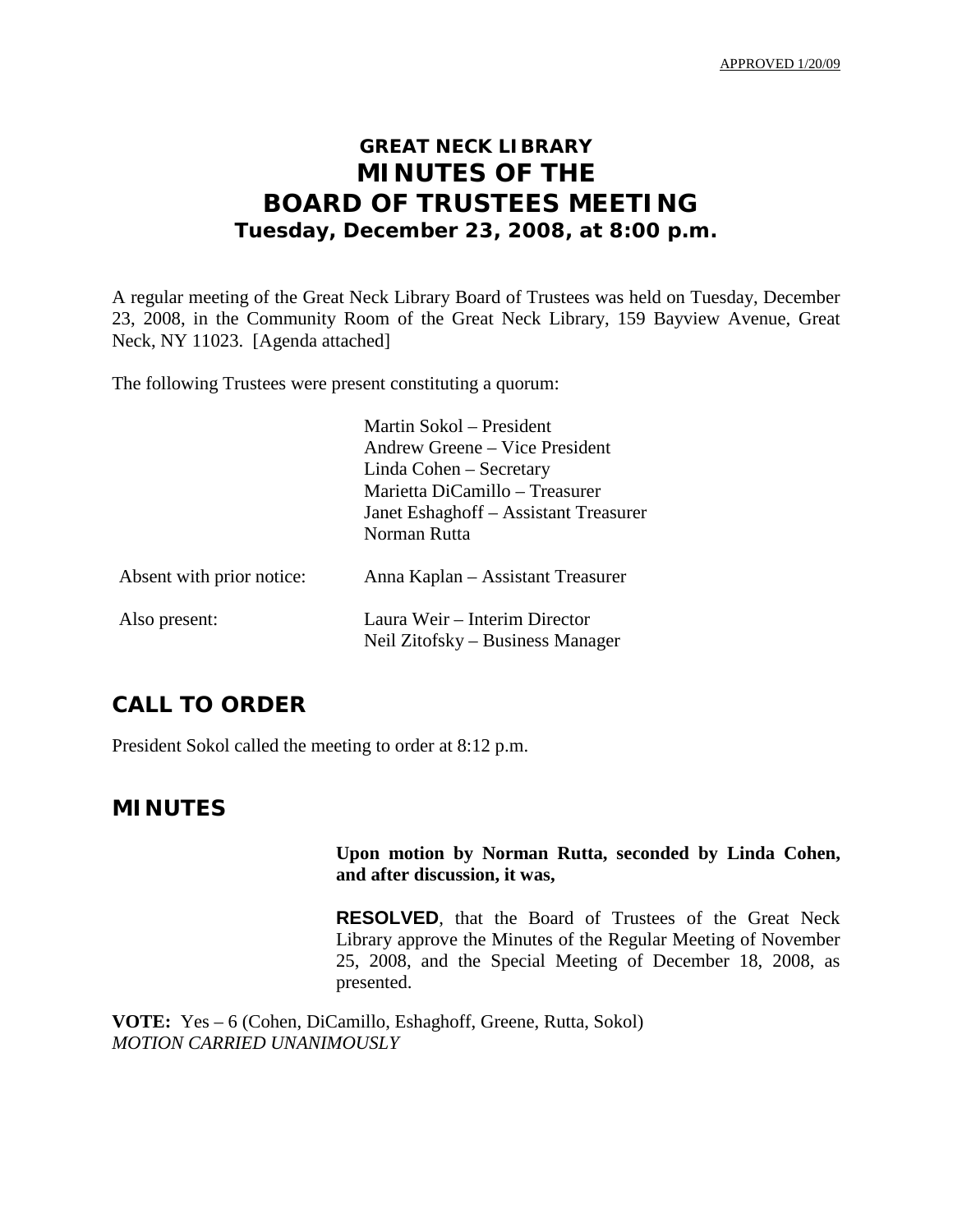APPROVED 1/20/09

# GREAT NECK LIBRARY
# MINUTES OF THE
# BOARD OF TRUSTEES MEETING
## Tuesday, December 23, 2008, at 8:00 p.m.

A regular meeting of the Great Neck Library Board of Trustees was held on Tuesday, December 23, 2008, in the Community Room of the Great Neck Library, 159 Bayview Avenue, Great Neck, NY 11023. [Agenda attached]

The following Trustees were present constituting a quorum:

Martin Sokol – President
Andrew Greene – Vice President
Linda Cohen – Secretary
Marietta DiCamillo – Treasurer
Janet Eshaghoff – Assistant Treasurer
Norman Rutta

Absent with prior notice: Anna Kaplan – Assistant Treasurer

Also present: Laura Weir – Interim Director
Neil Zitofsky – Business Manager

## CALL TO ORDER

President Sokol called the meeting to order at 8:12 p.m.

## MINUTES

**Upon motion by Norman Rutta, seconded by Linda Cohen, and after discussion, it was,**

**RESOLVED**, that the Board of Trustees of the Great Neck Library approve the Minutes of the Regular Meeting of November 25, 2008, and the Special Meeting of December 18, 2008, as presented.

**VOTE:** Yes – 6 (Cohen, DiCamillo, Eshaghoff, Greene, Rutta, Sokol)
*MOTION CARRIED UNANIMOUSLY*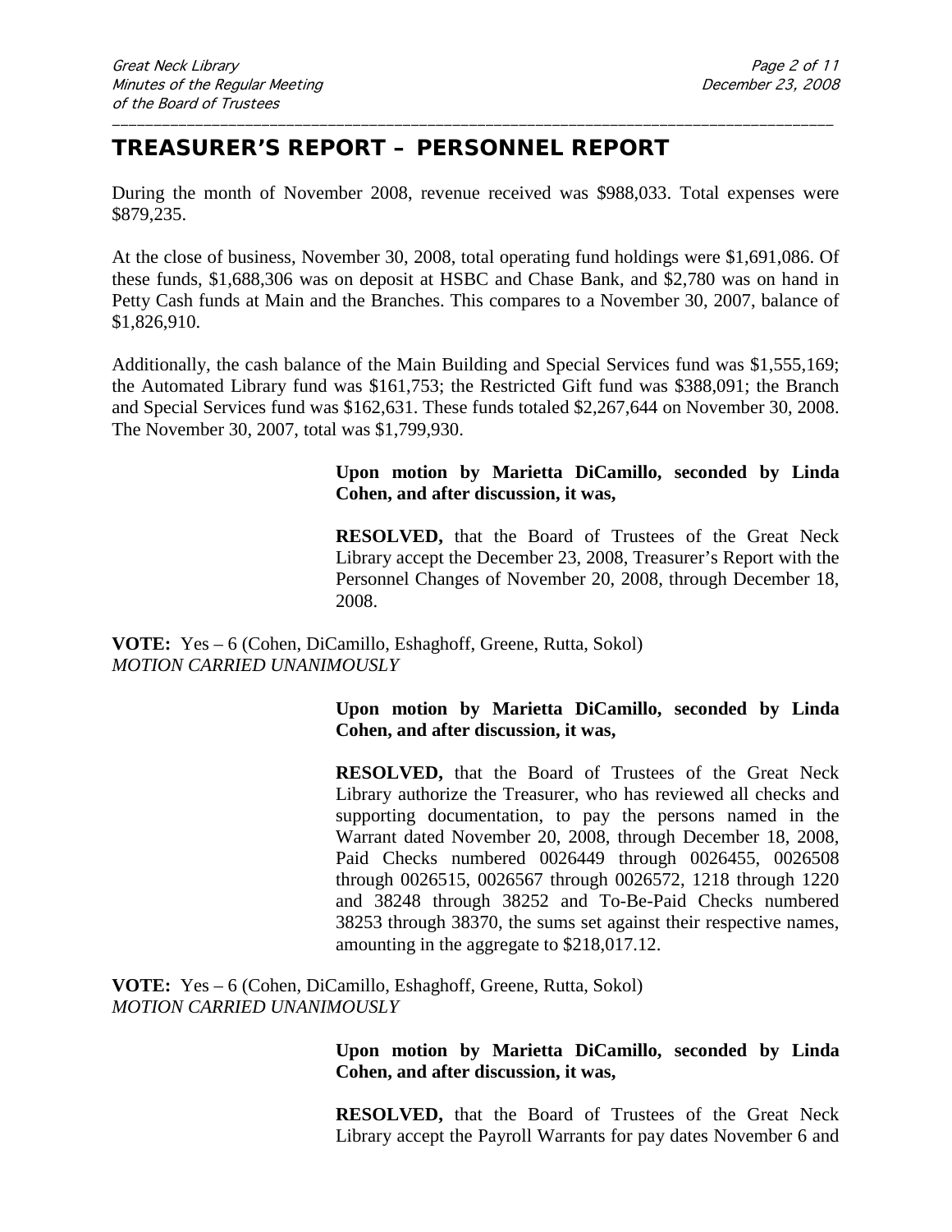## TREASURER'S REPORT – PERSONNEL REPORT

During the month of November 2008, revenue received was $988,033. Total expenses were $879,235.

At the close of business, November 30, 2008, total operating fund holdings were $1,691,086. Of these funds, $1,688,306 was on deposit at HSBC and Chase Bank, and $2,780 was on hand in Petty Cash funds at Main and the Branches. This compares to a November 30, 2007, balance of $1,826,910.

Additionally, the cash balance of the Main Building and Special Services fund was $1,555,169; the Automated Library fund was $161,753; the Restricted Gift fund was $388,091; the Branch and Special Services fund was $162,631. These funds totaled $2,267,644 on November 30, 2008. The November 30, 2007, total was $1,799,930.

**Upon motion by Marietta DiCamillo, seconded by Linda Cohen, and after discussion, it was,**

**RESOLVED,** that the Board of Trustees of the Great Neck Library accept the December 23, 2008, Treasurer's Report with the Personnel Changes of November 20, 2008, through December 18, 2008.

**VOTE:** Yes – 6 (Cohen, DiCamillo, Eshaghoff, Greene, Rutta, Sokol)
*MOTION CARRIED UNANIMOUSLY*

**Upon motion by Marietta DiCamillo, seconded by Linda Cohen, and after discussion, it was,**

**RESOLVED,** that the Board of Trustees of the Great Neck Library authorize the Treasurer, who has reviewed all checks and supporting documentation, to pay the persons named in the Warrant dated November 20, 2008, through December 18, 2008, Paid Checks numbered 0026449 through 0026455, 0026508 through 0026515, 0026567 through 0026572, 1218 through 1220 and 38248 through 38252 and To-Be-Paid Checks numbered 38253 through 38370, the sums set against their respective names, amounting in the aggregate to $218,017.12.

**VOTE:** Yes – 6 (Cohen, DiCamillo, Eshaghoff, Greene, Rutta, Sokol)
*MOTION CARRIED UNANIMOUSLY*

**Upon motion by Marietta DiCamillo, seconded by Linda Cohen, and after discussion, it was,**

**RESOLVED,** that the Board of Trustees of the Great Neck Library accept the Payroll Warrants for pay dates November 6 and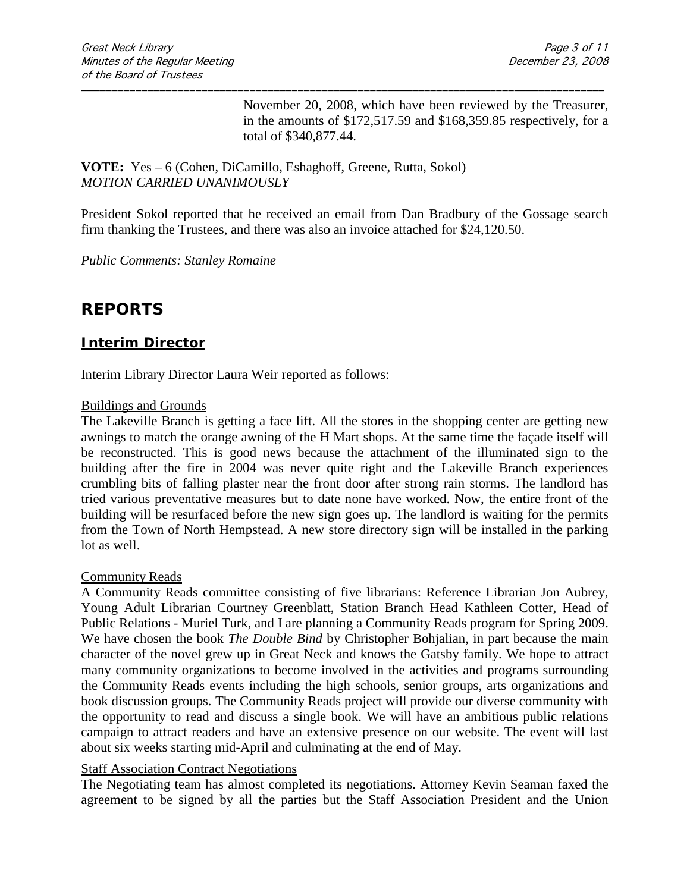November 20, 2008, which have been reviewed by the Treasurer, in the amounts of $172,517.59 and $168,359.85 respectively, for a total of $340,877.44.

**VOTE:** Yes – 6 (Cohen, DiCamillo, Eshaghoff, Greene, Rutta, Sokol)
*MOTION CARRIED UNANIMOUSLY*

President Sokol reported that he received an email from Dan Bradbury of the Gossage search firm thanking the Trustees, and there was also an invoice attached for $24,120.50.

*Public Comments: Stanley Romaine*

## REPORTS

### Interim Director

Interim Library Director Laura Weir reported as follows:

Buildings and Grounds
The Lakeville Branch is getting a face lift. All the stores in the shopping center are getting new awnings to match the orange awning of the H Mart shops. At the same time the façade itself will be reconstructed. This is good news because the attachment of the illuminated sign to the building after the fire in 2004 was never quite right and the Lakeville Branch experiences crumbling bits of falling plaster near the front door after strong rain storms. The landlord has tried various preventative measures but to date none have worked. Now, the entire front of the building will be resurfaced before the new sign goes up. The landlord is waiting for the permits from the Town of North Hempstead. A new store directory sign will be installed in the parking lot as well.

Community Reads
A Community Reads committee consisting of five librarians: Reference Librarian Jon Aubrey, Young Adult Librarian Courtney Greenblatt, Station Branch Head Kathleen Cotter, Head of Public Relations - Muriel Turk, and I are planning a Community Reads program for Spring 2009. We have chosen the book *The Double Bind* by Christopher Bohjalian, in part because the main character of the novel grew up in Great Neck and knows the Gatsby family. We hope to attract many community organizations to become involved in the activities and programs surrounding the Community Reads events including the high schools, senior groups, arts organizations and book discussion groups. The Community Reads project will provide our diverse community with the opportunity to read and discuss a single book. We will have an ambitious public relations campaign to attract readers and have an extensive presence on our website. The event will last about six weeks starting mid-April and culminating at the end of May.

Staff Association Contract Negotiations
The Negotiating team has almost completed its negotiations. Attorney Kevin Seaman faxed the agreement to be signed by all the parties but the Staff Association President and the Union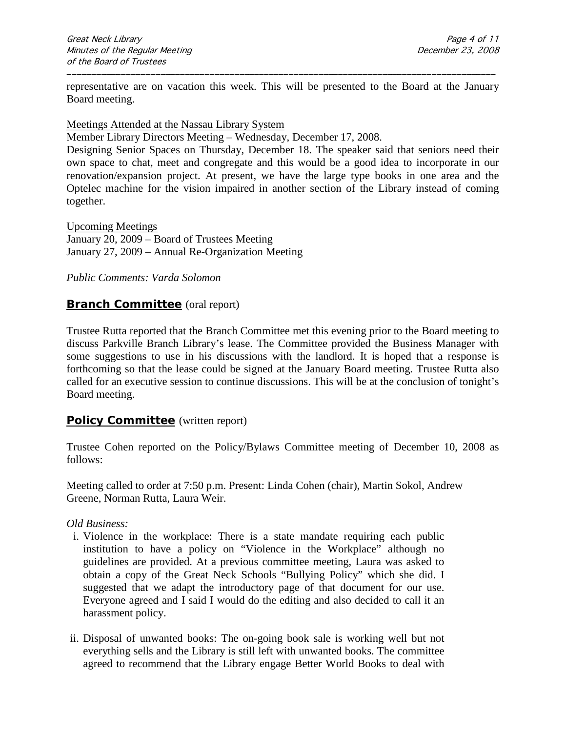representative are on vacation this week. This will be presented to the Board at the January Board meeting.

Meetings Attended at the Nassau Library System

Member Library Directors Meeting – Wednesday, December 17, 2008.

Designing Senior Spaces on Thursday, December 18. The speaker said that seniors need their own space to chat, meet and congregate and this would be a good idea to incorporate in our renovation/expansion project. At present, we have the large type books in one area and the Optelec machine for the vision impaired in another section of the Library instead of coming together.

Upcoming Meetings

January 20, 2009 – Board of Trustees Meeting

January 27, 2009 – Annual Re-Organization Meeting

*Public Comments: Varda Solomon*

## **Branch Committee** (oral report)

Trustee Rutta reported that the Branch Committee met this evening prior to the Board meeting to discuss Parkville Branch Library's lease. The Committee provided the Business Manager with some suggestions to use in his discussions with the landlord. It is hoped that a response is forthcoming so that the lease could be signed at the January Board meeting. Trustee Rutta also called for an executive session to continue discussions. This will be at the conclusion of tonight's Board meeting.

## **Policy Committee** (written report)

Trustee Cohen reported on the Policy/Bylaws Committee meeting of December 10, 2008 as follows:

Meeting called to order at 7:50 p.m. Present: Linda Cohen (chair), Martin Sokol, Andrew Greene, Norman Rutta, Laura Weir.

*Old Business:*

i. Violence in the workplace: There is a state mandate requiring each public institution to have a policy on "Violence in the Workplace" although no guidelines are provided. At a previous committee meeting, Laura was asked to obtain a copy of the Great Neck Schools "Bullying Policy" which she did. I suggested that we adapt the introductory page of that document for our use. Everyone agreed and I said I would do the editing and also decided to call it an harassment policy.

ii. Disposal of unwanted books: The on-going book sale is working well but not everything sells and the Library is still left with unwanted books. The committee agreed to recommend that the Library engage Better World Books to deal with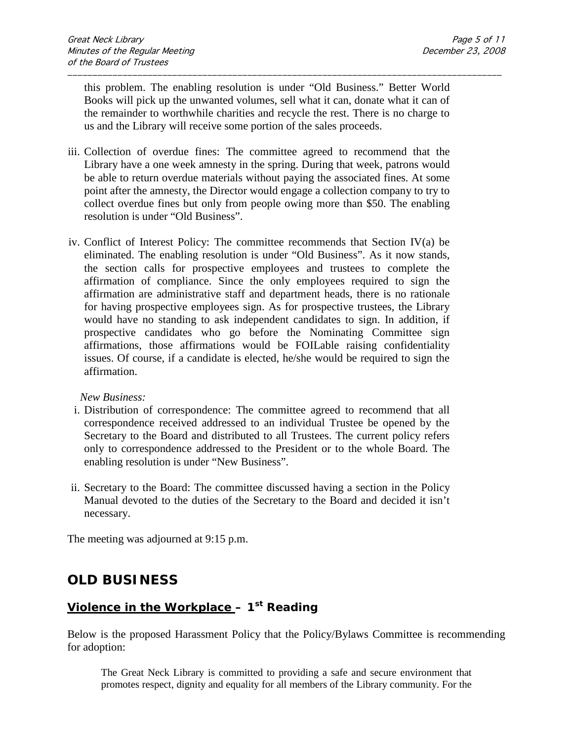this problem. The enabling resolution is under "Old Business." Better World Books will pick up the unwanted volumes, sell what it can, donate what it can of the remainder to worthwhile charities and recycle the rest. There is no charge to us and the Library will receive some portion of the sales proceeds.

iii. Collection of overdue fines: The committee agreed to recommend that the Library have a one week amnesty in the spring. During that week, patrons would be able to return overdue materials without paying the associated fines. At some point after the amnesty, the Director would engage a collection company to try to collect overdue fines but only from people owing more than $50. The enabling resolution is under "Old Business".

iv. Conflict of Interest Policy: The committee recommends that Section IV(a) be eliminated. The enabling resolution is under "Old Business". As it now stands, the section calls for prospective employees and trustees to complete the affirmation of compliance. Since the only employees required to sign the affirmation are administrative staff and department heads, there is no rationale for having prospective employees sign. As for prospective trustees, the Library would have no standing to ask independent candidates to sign. In addition, if prospective candidates who go before the Nominating Committee sign affirmations, those affirmations would be FOILable raising confidentiality issues. Of course, if a candidate is elected, he/she would be required to sign the affirmation.

*New Business:*

i. Distribution of correspondence: The committee agreed to recommend that all correspondence received addressed to an individual Trustee be opened by the Secretary to the Board and distributed to all Trustees. The current policy refers only to correspondence addressed to the President or to the whole Board. The enabling resolution is under "New Business".

ii. Secretary to the Board: The committee discussed having a section in the Policy Manual devoted to the duties of the Secretary to the Board and decided it isn't necessary.

The meeting was adjourned at 9:15 p.m.

## OLD BUSINESS

### Violence in the Workplace – 1st Reading

Below is the proposed Harassment Policy that the Policy/Bylaws Committee is recommending for adoption:

> The Great Neck Library is committed to providing a safe and secure environment that promotes respect, dignity and equality for all members of the Library community. For the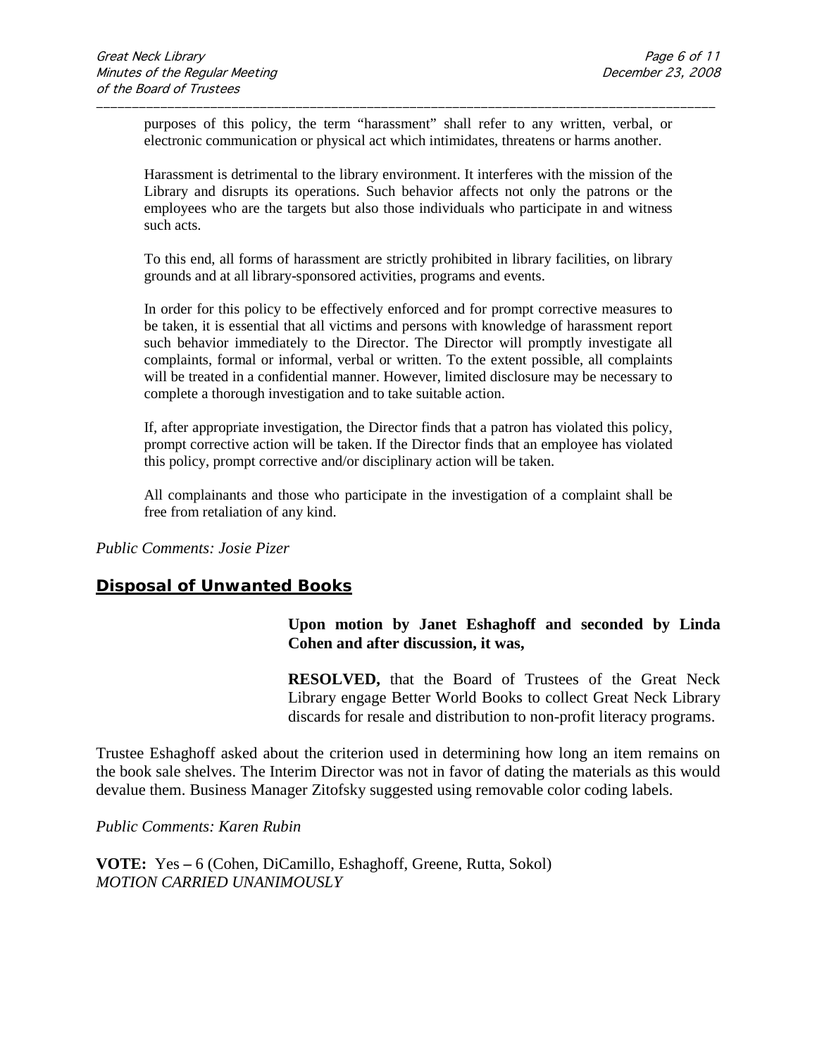purposes of this policy, the term "harassment" shall refer to any written, verbal, or electronic communication or physical act which intimidates, threatens or harms another.

Harassment is detrimental to the library environment. It interferes with the mission of the Library and disrupts its operations. Such behavior affects not only the patrons or the employees who are the targets but also those individuals who participate in and witness such acts.

To this end, all forms of harassment are strictly prohibited in library facilities, on library grounds and at all library-sponsored activities, programs and events.

In order for this policy to be effectively enforced and for prompt corrective measures to be taken, it is essential that all victims and persons with knowledge of harassment report such behavior immediately to the Director. The Director will promptly investigate all complaints, formal or informal, verbal or written. To the extent possible, all complaints will be treated in a confidential manner. However, limited disclosure may be necessary to complete a thorough investigation and to take suitable action.

If, after appropriate investigation, the Director finds that a patron has violated this policy, prompt corrective action will be taken. If the Director finds that an employee has violated this policy, prompt corrective and/or disciplinary action will be taken.

All complainants and those who participate in the investigation of a complaint shall be free from retaliation of any kind.

*Public Comments: Josie Pizer*

## Disposal of Unwanted Books

**Upon motion by Janet Eshaghoff and seconded by Linda Cohen and after discussion, it was,**

**RESOLVED,** that the Board of Trustees of the Great Neck Library engage Better World Books to collect Great Neck Library discards for resale and distribution to non-profit literacy programs.

Trustee Eshaghoff asked about the criterion used in determining how long an item remains on the book sale shelves. The Interim Director was not in favor of dating the materials as this would devalue them. Business Manager Zitofsky suggested using removable color coding labels.

*Public Comments: Karen Rubin*

**VOTE:** Yes – 6 (Cohen, DiCamillo, Eshaghoff, Greene, Rutta, Sokol)
*MOTION CARRIED UNANIMOUSLY*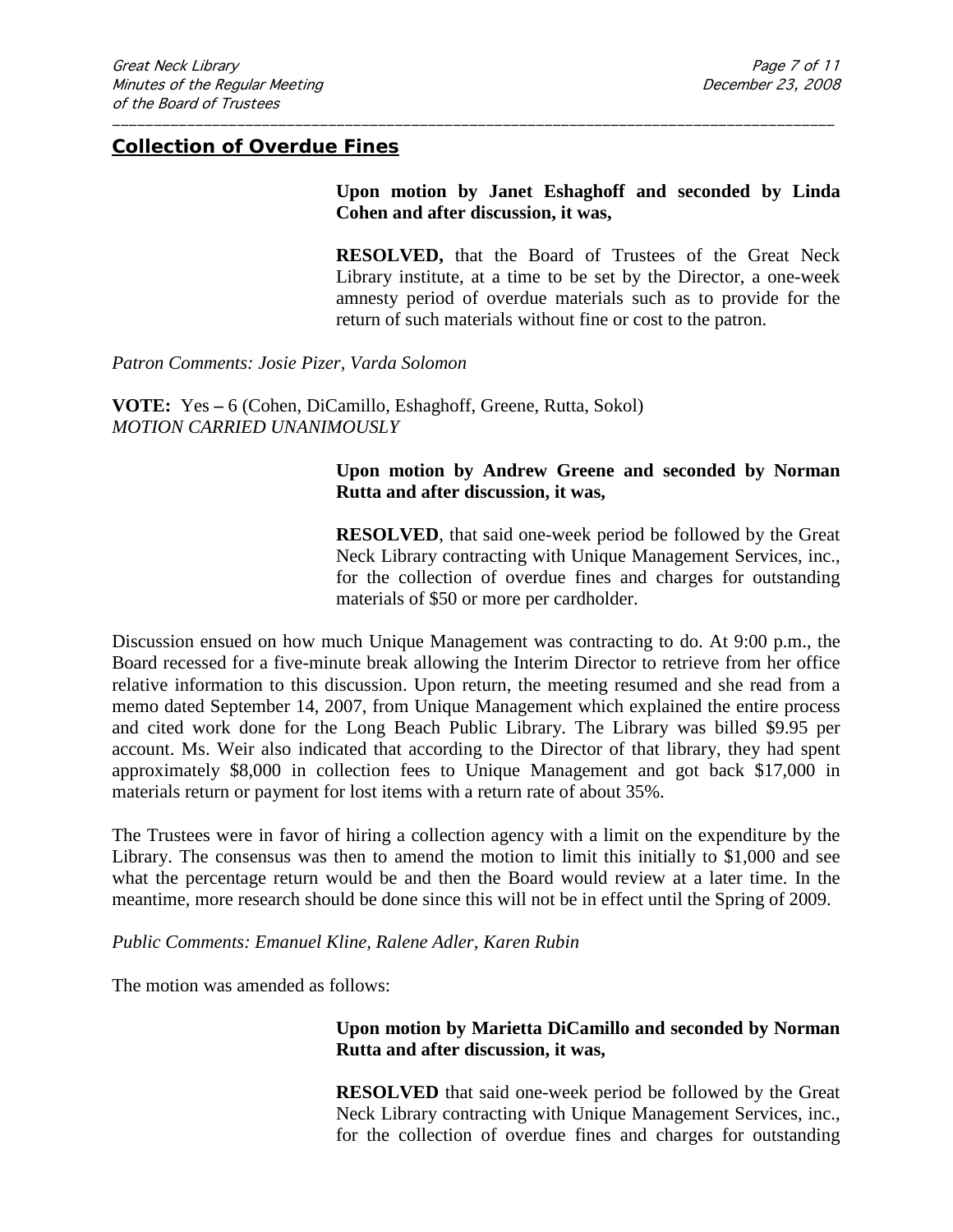## Collection of Overdue Fines

**Upon motion by Janet Eshaghoff and seconded by Linda Cohen and after discussion, it was,**

**RESOLVED,** that the Board of Trustees of the Great Neck Library institute, at a time to be set by the Director, a one-week amnesty period of overdue materials such as to provide for the return of such materials without fine or cost to the patron.

*Patron Comments: Josie Pizer, Varda Solomon*

**VOTE:** Yes **–** 6 (Cohen, DiCamillo, Eshaghoff, Greene, Rutta, Sokol)
*MOTION CARRIED UNANIMOUSLY*

**Upon motion by Andrew Greene and seconded by Norman Rutta and after discussion, it was,**

**RESOLVED**, that said one-week period be followed by the Great Neck Library contracting with Unique Management Services, inc., for the collection of overdue fines and charges for outstanding materials of $50 or more per cardholder.

Discussion ensued on how much Unique Management was contracting to do. At 9:00 p.m., the Board recessed for a five-minute break allowing the Interim Director to retrieve from her office relative information to this discussion. Upon return, the meeting resumed and she read from a memo dated September 14, 2007, from Unique Management which explained the entire process and cited work done for the Long Beach Public Library. The Library was billed $9.95 per account. Ms. Weir also indicated that according to the Director of that library, they had spent approximately $8,000 in collection fees to Unique Management and got back $17,000 in materials return or payment for lost items with a return rate of about 35%.

The Trustees were in favor of hiring a collection agency with a limit on the expenditure by the Library. The consensus was then to amend the motion to limit this initially to $1,000 and see what the percentage return would be and then the Board would review at a later time. In the meantime, more research should be done since this will not be in effect until the Spring of 2009.

*Public Comments: Emanuel Kline, Ralene Adler, Karen Rubin*

The motion was amended as follows:

**Upon motion by Marietta DiCamillo and seconded by Norman Rutta and after discussion, it was,**

**RESOLVED** that said one-week period be followed by the Great Neck Library contracting with Unique Management Services, inc., for the collection of overdue fines and charges for outstanding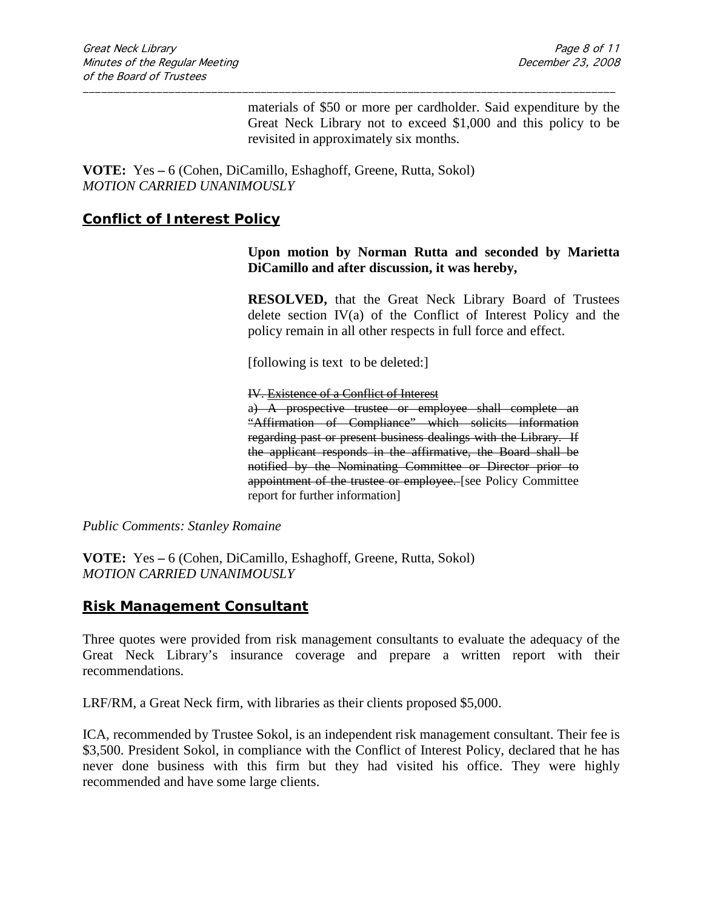materials of $50 or more per cardholder. Said expenditure by the Great Neck Library not to exceed $1,000 and this policy to be revisited in approximately six months.

**VOTE:** Yes – 6 (Cohen, DiCamillo, Eshaghoff, Greene, Rutta, Sokol)
*MOTION CARRIED UNANIMOUSLY*

## Conflict of Interest Policy

**Upon motion by Norman Rutta and seconded by Marietta DiCamillo and after discussion, it was hereby,**

**RESOLVED,** that the Great Neck Library Board of Trustees delete section IV(a) of the Conflict of Interest Policy and the policy remain in all other respects in full force and effect.

[following is text to be deleted:]

~~IV. Existence of a Conflict of Interest~~
~~a) A prospective trustee or employee shall complete an "Affirmation of Compliance" which solicits information regarding past or present business dealings with the Library. If the applicant responds in the affirmative, the Board shall be notified by the Nominating Committee or Director prior to appointment of the trustee or employee.~~ [see Policy Committee report for further information]

*Public Comments: Stanley Romaine*

**VOTE:** Yes – 6 (Cohen, DiCamillo, Eshaghoff, Greene, Rutta, Sokol)
*MOTION CARRIED UNANIMOUSLY*

## Risk Management Consultant

Three quotes were provided from risk management consultants to evaluate the adequacy of the Great Neck Library's insurance coverage and prepare a written report with their recommendations.

LRF/RM, a Great Neck firm, with libraries as their clients proposed $5,000.

ICA, recommended by Trustee Sokol, is an independent risk management consultant. Their fee is $3,500. President Sokol, in compliance with the Conflict of Interest Policy, declared that he has never done business with this firm but they had visited his office. They were highly recommended and have some large clients.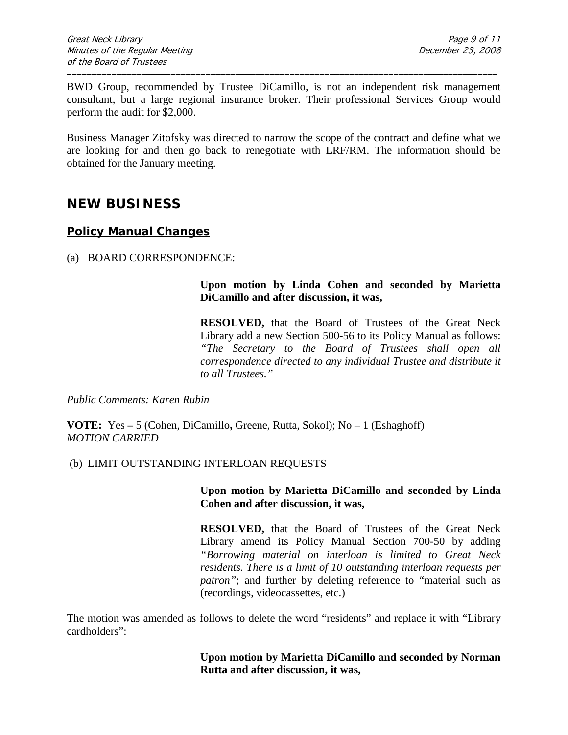BWD Group, recommended by Trustee DiCamillo, is not an independent risk management consultant, but a large regional insurance broker. Their professional Services Group would perform the audit for $2,000.

Business Manager Zitofsky was directed to narrow the scope of the contract and define what we are looking for and then go back to renegotiate with LRF/RM. The information should be obtained for the January meeting.

## NEW BUSINESS

### Policy Manual Changes

(a) BOARD CORRESPONDENCE:

**Upon motion by Linda Cohen and seconded by Marietta DiCamillo and after discussion, it was,**

**RESOLVED,** that the Board of Trustees of the Great Neck Library add a new Section 500-56 to its Policy Manual as follows: *"The Secretary to the Board of Trustees shall open all correspondence directed to any individual Trustee and distribute it to all Trustees."*

*Public Comments: Karen Rubin*

**VOTE:** Yes **–** 5 (Cohen, DiCamillo**,** Greene, Rutta, Sokol); No – 1 (Eshaghoff)
*MOTION CARRIED*

(b) LIMIT OUTSTANDING INTERLOAN REQUESTS

**Upon motion by Marietta DiCamillo and seconded by Linda Cohen and after discussion, it was,**

**RESOLVED,** that the Board of Trustees of the Great Neck Library amend its Policy Manual Section 700-50 by adding *"Borrowing material on interloan is limited to Great Neck residents. There is a limit of 10 outstanding interloan requests per patron"*; and further by deleting reference to "material such as (recordings, videocassettes, etc.)

The motion was amended as follows to delete the word "residents" and replace it with "Library cardholders":

**Upon motion by Marietta DiCamillo and seconded by Norman Rutta and after discussion, it was,**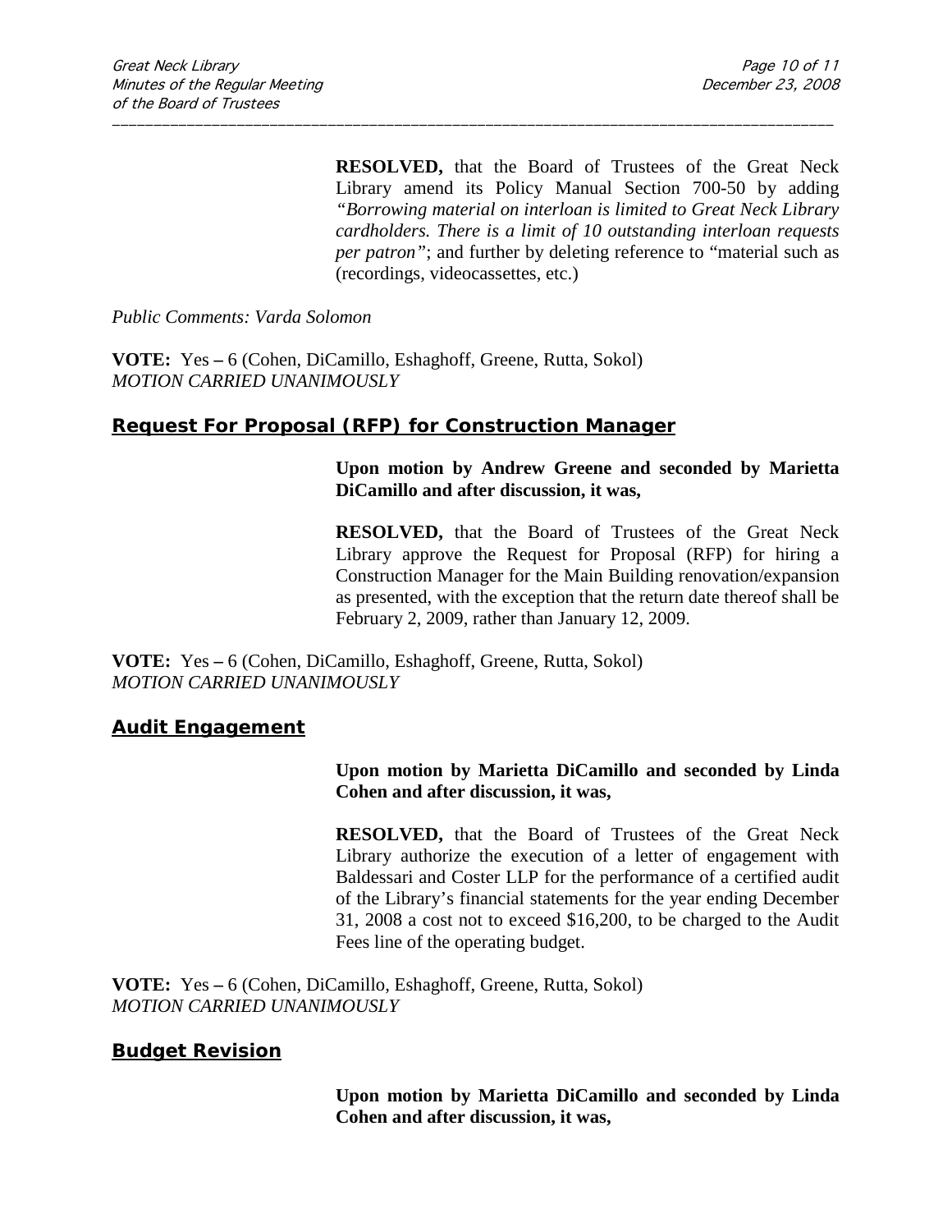**RESOLVED,** that the Board of Trustees of the Great Neck Library amend its Policy Manual Section 700-50 by adding *"Borrowing material on interloan is limited to Great Neck Library cardholders. There is a limit of 10 outstanding interloan requests per patron"*; and further by deleting reference to "material such as (recordings, videocassettes, etc.)

*Public Comments: Varda Solomon*

**VOTE:** Yes – 6 (Cohen, DiCamillo, Eshaghoff, Greene, Rutta, Sokol)
*MOTION CARRIED UNANIMOUSLY*

## Request For Proposal (RFP) for Construction Manager

**Upon motion by Andrew Greene and seconded by Marietta DiCamillo and after discussion, it was,**

**RESOLVED,** that the Board of Trustees of the Great Neck Library approve the Request for Proposal (RFP) for hiring a Construction Manager for the Main Building renovation/expansion as presented, with the exception that the return date thereof shall be February 2, 2009, rather than January 12, 2009.

**VOTE:** Yes – 6 (Cohen, DiCamillo, Eshaghoff, Greene, Rutta, Sokol)
*MOTION CARRIED UNANIMOUSLY*

## Audit Engagement

**Upon motion by Marietta DiCamillo and seconded by Linda Cohen and after discussion, it was,**

**RESOLVED,** that the Board of Trustees of the Great Neck Library authorize the execution of a letter of engagement with Baldessari and Coster LLP for the performance of a certified audit of the Library's financial statements for the year ending December 31, 2008 a cost not to exceed $16,200, to be charged to the Audit Fees line of the operating budget.

**VOTE:** Yes – 6 (Cohen, DiCamillo, Eshaghoff, Greene, Rutta, Sokol)
*MOTION CARRIED UNANIMOUSLY*

## Budget Revision

**Upon motion by Marietta DiCamillo and seconded by Linda Cohen and after discussion, it was,**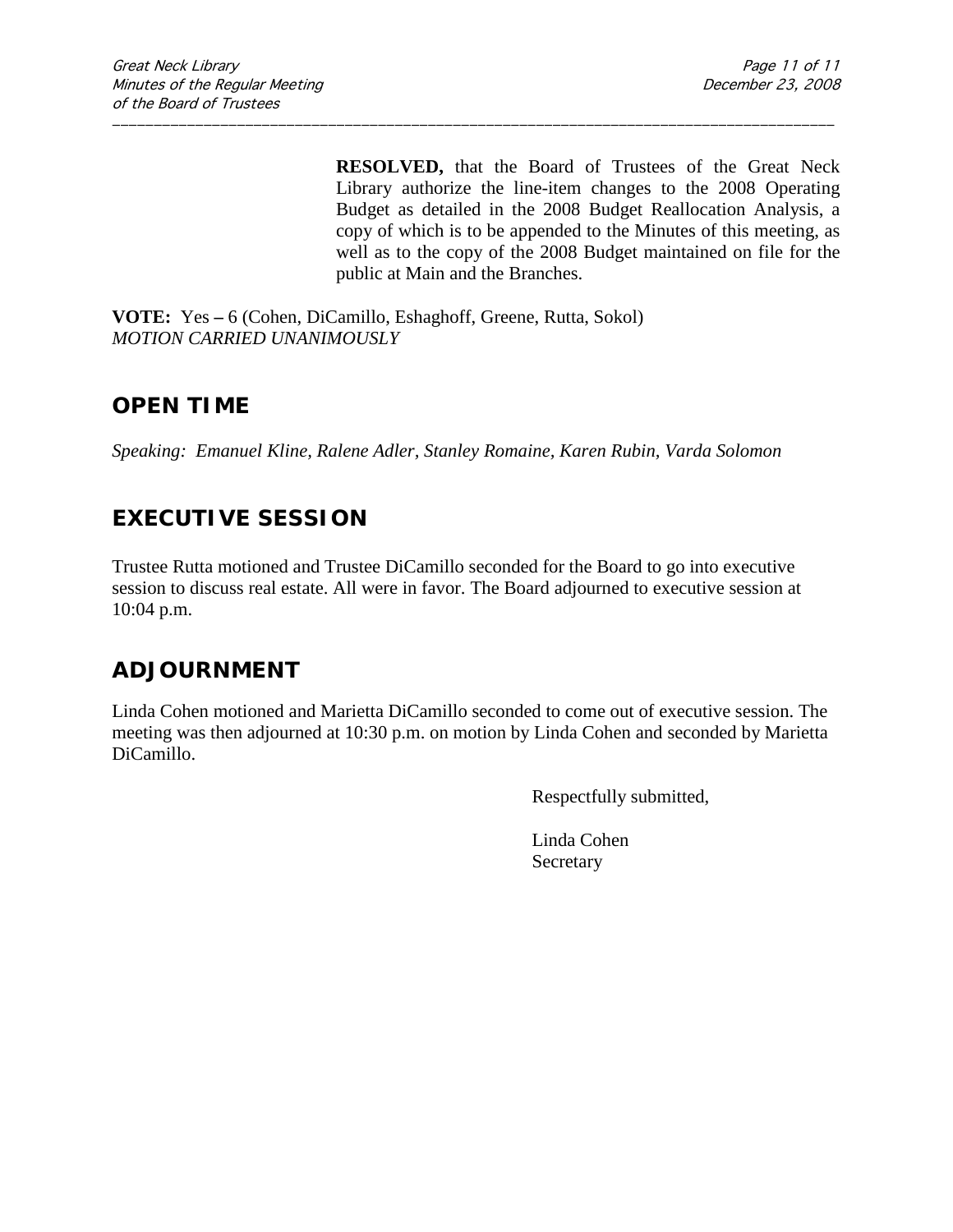**RESOLVED,** that the Board of Trustees of the Great Neck Library authorize the line-item changes to the 2008 Operating Budget as detailed in the 2008 Budget Reallocation Analysis, a copy of which is to be appended to the Minutes of this meeting, as well as to the copy of the 2008 Budget maintained on file for the public at Main and the Branches.

**VOTE:** Yes – 6 (Cohen, DiCamillo, Eshaghoff, Greene, Rutta, Sokol)
*MOTION CARRIED UNANIMOUSLY*

## OPEN TIME

*Speaking: Emanuel Kline, Ralene Adler, Stanley Romaine, Karen Rubin, Varda Solomon*

## EXECUTIVE SESSION

Trustee Rutta motioned and Trustee DiCamillo seconded for the Board to go into executive session to discuss real estate. All were in favor. The Board adjourned to executive session at 10:04 p.m.

## ADJOURNMENT

Linda Cohen motioned and Marietta DiCamillo seconded to come out of executive session. The meeting was then adjourned at 10:30 p.m. on motion by Linda Cohen and seconded by Marietta DiCamillo.

Respectfully submitted,

Linda Cohen
Secretary